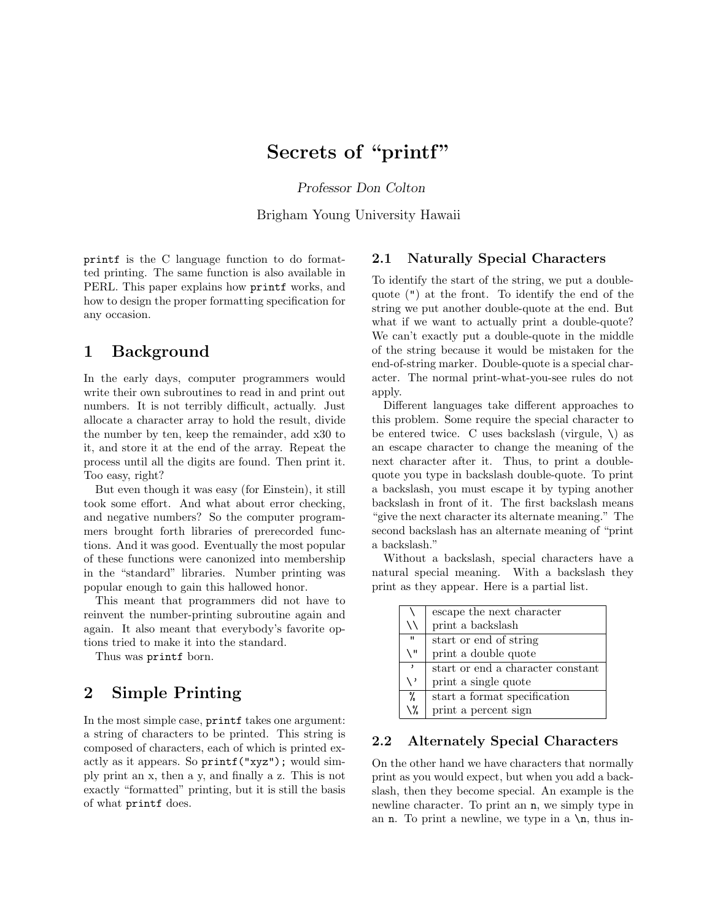# Secrets of "printf"

*Professor Don Colton*

Brigham Young University Hawaii

printf is the C language function to do formatted printing. The same function is also available in PERL. This paper explains how printf works, and how to design the proper formatting specification for any occasion.

## 1 Background

In the early days, computer programmers would write their own subroutines to read in and print out numbers. It is not terribly difficult, actually. Just allocate a character array to hold the result, divide the number by ten, keep the remainder, add x30 to it, and store it at the end of the array. Repeat the process until all the digits are found. Then print it. Too easy, right?

But even though it was easy (for Einstein), it still took some effort. And what about error checking, and negative numbers? So the computer programmers brought forth libraries of prerecorded functions. And it was good. Eventually the most popular of these functions were canonized into membership in the "standard" libraries. Number printing was popular enough to gain this hallowed honor.

This meant that programmers did not have to reinvent the number-printing subroutine again and again. It also meant that everybody's favorite options tried to make it into the standard.

Thus was printf born.

## 2 Simple Printing

In the most simple case, printf takes one argument: a string of characters to be printed. This string is composed of characters, each of which is printed exactly as it appears. So `printf("xyz");` would simply print an x, then a y, and finally a z. This is not exactly "formatted" printing, but it is still the basis of what printf does.

### 2.1 Naturally Special Characters

To identify the start of the string, we put a double-quote (") at the front. To identify the end of the string we put another double-quote at the end. But what if we want to actually print a double-quote? We can't exactly put a double-quote in the middle of the string because it would be mistaken for the end-of-string marker. Double-quote is a special character. The normal print-what-you-see rules do not apply.

Different languages take different approaches to this problem. Some require the special character to be entered twice. C uses backslash (virgule, \) as an escape character to change the meaning of the next character after it. Thus, to print a double-quote you type in backslash double-quote. To print a backslash, you must escape it by typing another backslash in front of it. The first backslash means "give the next character its alternate meaning." The second backslash has an alternate meaning of "print a backslash."

Without a backslash, special characters have a natural special meaning. With a backslash they print as they appear. Here is a partial list.

| | |
|---|---|
| \ | escape the next character |
| \\ | print a backslash |
| " | start or end of string |
| \" | print a double quote |
| ' | start or end a character constant |
| \' | print a single quote |
| % | start a format specification |
| \% | print a percent sign |

### 2.2 Alternately Special Characters

On the other hand we have characters that normally print as you would expect, but when you add a backslash, then they become special. An example is the newline character. To print an n, we simply type in an n. To print a newline, we type in a \n, thus in-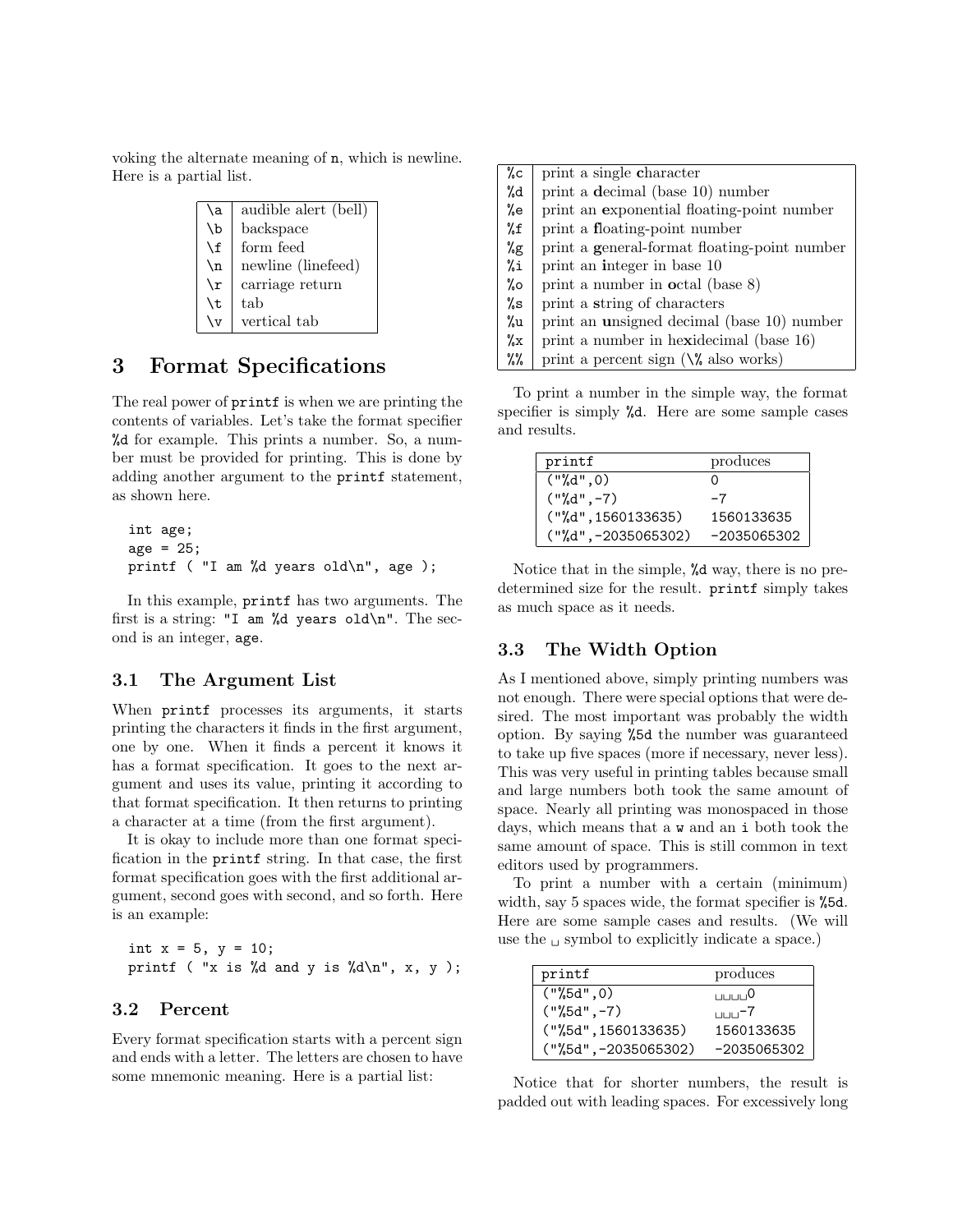voking the alternate meaning of `n`, which is newline. Here is a partial list.

| | |
|---|---|
| `\a` | audible alert (bell) |
| `\b` | backspace |
| `\f` | form feed |
| `\n` | newline (linefeed) |
| `\r` | carriage return |
| `\t` | tab |
| `\v` | vertical tab |

# 3 Format Specifications

The real power of `printf` is when we are printing the contents of variables. Let's take the format specifier `%d` for example. This prints a number. So, a number must be provided for printing. This is done by adding another argument to the `printf` statement, as shown here.

```
int age;
age = 25;
printf ( "I am %d years old\n", age );
```

In this example, `printf` has two arguments. The first is a string: `"I am %d years old\n"`. The second is an integer, `age`.

## 3.1 The Argument List

When `printf` processes its arguments, it starts printing the characters it finds in the first argument, one by one. When it finds a percent it knows it has a format specification. It goes to the next argument and uses its value, printing it according to that format specification. It then returns to printing a character at a time (from the first argument).

It is okay to include more than one format specification in the `printf` string. In that case, the first format specification goes with the first additional argument, second goes with second, and so forth. Here is an example:

```
int x = 5, y = 10;
printf ( "x is %d and y is %d\n", x, y );
```

## 3.2 Percent

Every format specification starts with a percent sign and ends with a letter. The letters are chosen to have some mnemonic meaning. Here is a partial list:

| | |
|---|---|
| `%c` | print a single **c**haracter |
| `%d` | print a **d**ecimal (base 10) number |
| `%e` | print an **e**xponential floating-point number |
| `%f` | print a **f**loating-point number |
| `%g` | print a **g**eneral-format floating-point number |
| `%i` | print an **i**nteger in base 10 |
| `%o` | print a number in **o**ctal (base 8) |
| `%s` | print a **s**tring of characters |
| `%u` | print an **u**nsigned decimal (base 10) number |
| `%x` | print a number in he**x**idecimal (base 16) |
| `%%` | print a percent sign (`\%` also works) |

To print a number in the simple way, the format specifier is simply `%d`. Here are some sample cases and results.

| `printf` | produces |
|---|---|
| `("%d",0)` | `0` |
| `("%d",-7)` | `-7` |
| `("%d",1560133635)` | `1560133635` |
| `("%d",-2035065302)` | `-2035065302` |

Notice that in the simple, `%d` way, there is no predetermined size for the result. `printf` simply takes as much space as it needs.

## 3.3 The Width Option

As I mentioned above, simply printing numbers was not enough. There were special options that were desired. The most important was probably the width option. By saying `%5d` the number was guaranteed to take up five spaces (more if necessary, never less). This was very useful in printing tables because small and large numbers both took the same amount of space. Nearly all printing was monospaced in those days, which means that a `w` and an `i` both took the same amount of space. This is still common in text editors used by programmers.

To print a number with a certain (minimum) width, say 5 spaces wide, the format specifier is `%5d`. Here are some sample cases and results. (We will use the ␣ symbol to explicitly indicate a space.)

| `printf` | produces |
|---|---|
| `("%5d",0)` | `␣␣␣␣0` |
| `("%5d",-7)` | `␣␣␣-7` |
| `("%5d",1560133635)` | `1560133635` |
| `("%5d",-2035065302)` | `-2035065302` |

Notice that for shorter numbers, the result is padded out with leading spaces. For excessively long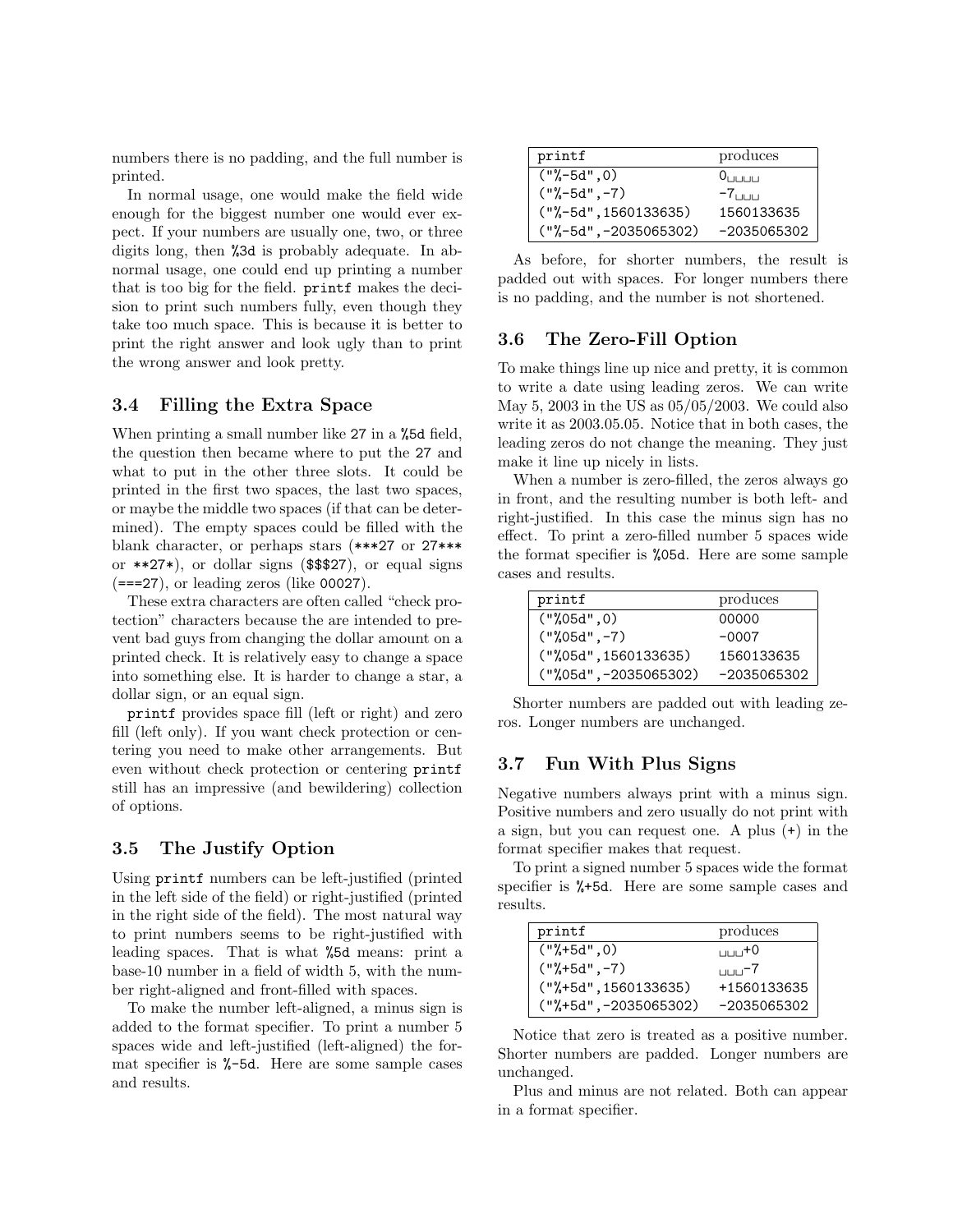numbers there is no padding, and the full number is printed.

In normal usage, one would make the field wide enough for the biggest number one would ever expect. If your numbers are usually one, two, or three digits long, then `%3d` is probably adequate. In abnormal usage, one could end up printing a number that is too big for the field. `printf` makes the decision to print such numbers fully, even though they take too much space. This is because it is better to print the right answer and look ugly than to print the wrong answer and look pretty.

### 3.4 Filling the Extra Space

When printing a small number like `27` in a `%5d` field, the question then became where to put the `27` and what to put in the other three slots. It could be printed in the first two spaces, the last two spaces, or maybe the middle two spaces (if that can be determined). The empty spaces could be filled with the blank character, or perhaps stars (`***27` or `27***` or `**27*`), or dollar signs (`$$$27`), or equal signs (`===27`), or leading zeros (like `00027`).

These extra characters are often called "check protection" characters because the are intended to prevent bad guys from changing the dollar amount on a printed check. It is relatively easy to change a space into something else. It is harder to change a star, a dollar sign, or an equal sign.

`printf` provides space fill (left or right) and zero fill (left only). If you want check protection or centering you need to make other arrangements. But even without check protection or centering `printf` still has an impressive (and bewildering) collection of options.

### 3.5 The Justify Option

Using `printf` numbers can be left-justified (printed in the left side of the field) or right-justified (printed in the right side of the field). The most natural way to print numbers seems to be right-justified with leading spaces. That is what `%5d` means: print a base-10 number in a field of width 5, with the number right-aligned and front-filled with spaces.

To make the number left-aligned, a minus sign is added to the format specifier. To print a number 5 spaces wide and left-justified (left-aligned) the format specifier is `%-5d`. Here are some sample cases and results.

| printf | produces |
|---|---|
| `("%-5d",0)` | `0␣␣␣␣` |
| `("%-5d",-7)` | `-7␣␣␣` |
| `("%-5d",1560133635)` | `1560133635` |
| `("%-5d",-2035065302)` | `-2035065302` |

As before, for shorter numbers, the result is padded out with spaces. For longer numbers there is no padding, and the number is not shortened.

### 3.6 The Zero-Fill Option

To make things line up nice and pretty, it is common to write a date using leading zeros. We can write May 5, 2003 in the US as 05/05/2003. We could also write it as 2003.05.05. Notice that in both cases, the leading zeros do not change the meaning. They just make it line up nicely in lists.

When a number is zero-filled, the zeros always go in front, and the resulting number is both left- and right-justified. In this case the minus sign has no effect. To print a zero-filled number 5 spaces wide the format specifier is `%05d`. Here are some sample cases and results.

| printf | produces |
|---|---|
| `("%05d",0)` | `00000` |
| `("%05d",-7)` | `-0007` |
| `("%05d",1560133635)` | `1560133635` |
| `("%05d",-2035065302)` | `-2035065302` |

Shorter numbers are padded out with leading zeros. Longer numbers are unchanged.

### 3.7 Fun With Plus Signs

Negative numbers always print with a minus sign. Positive numbers and zero usually do not print with a sign, but you can request one. A plus (`+`) in the format specifier makes that request.

To print a signed number 5 spaces wide the format specifier is `%+5d`. Here are some sample cases and results.

| printf | produces |
|---|---|
| `("%+5d",0)` | `␣␣␣+0` |
| `("%+5d",-7)` | `␣␣␣-7` |
| `("%+5d",1560133635)` | `+1560133635` |
| `("%+5d",-2035065302)` | `-2035065302` |

Notice that zero is treated as a positive number. Shorter numbers are padded. Longer numbers are unchanged.

Plus and minus are not related. Both can appear in a format specifier.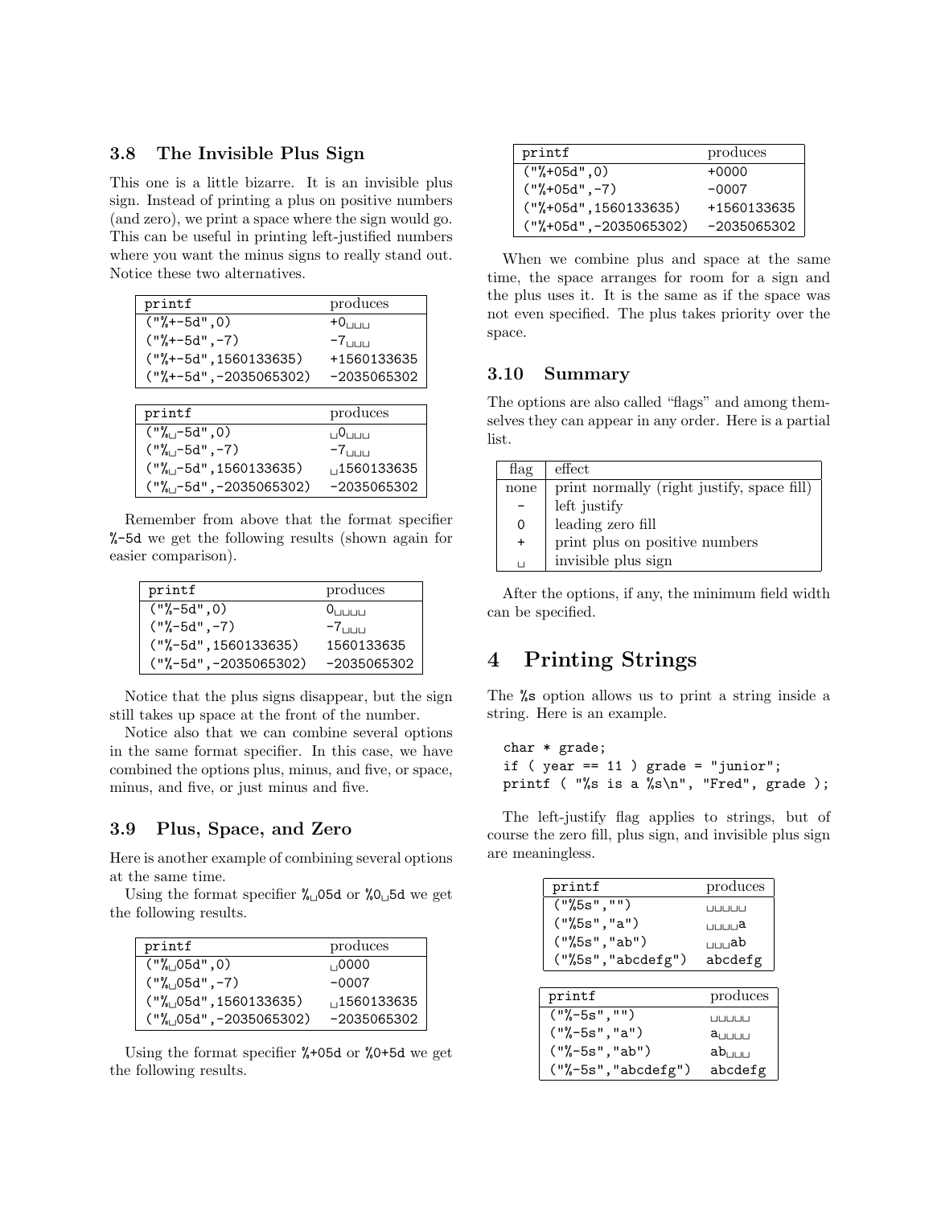### 3.8 The Invisible Plus Sign

This one is a little bizarre. It is an invisible plus sign. Instead of printing a plus on positive numbers (and zero), we print a space where the sign would go. This can be useful in printing left-justified numbers where you want the minus signs to really stand out. Notice these two alternatives.

| printf | produces |
|---|---|
| `("%+-5d",0)` | `+0␣␣␣` |
| `("%+-5d",-7)` | `-7␣␣␣` |
| `("%+-5d",1560133635)` | `+1560133635` |
| `("%+-5d",-2035065302)` | `-2035065302` |

| printf | produces |
|---|---|
| `("%␣-5d",0)` | `␣0␣␣␣` |
| `("%␣-5d",-7)` | `-7␣␣␣` |
| `("%␣-5d",1560133635)` | `␣1560133635` |
| `("%␣-5d",-2035065302)` | `-2035065302` |

Remember from above that the format specifier `%-5d` we get the following results (shown again for easier comparison).

| printf | produces |
|---|---|
| `("%-5d",0)` | `0␣␣␣␣` |
| `("%-5d",-7)` | `-7␣␣␣` |
| `("%-5d",1560133635)` | `1560133635` |
| `("%-5d",-2035065302)` | `-2035065302` |

Notice that the plus signs disappear, but the sign still takes up space at the front of the number.

Notice also that we can combine several options in the same format specifier. In this case, we have combined the options plus, minus, and five, or space, minus, and five, or just minus and five.

### 3.9 Plus, Space, and Zero

Here is another example of combining several options at the same time.

Using the format specifier `%␣05d` or `%0␣5d` we get the following results.

| printf | produces |
|---|---|
| `("%␣05d",0)` | `␣0000` |
| `("%␣05d",-7)` | `-0007` |
| `("%␣05d",1560133635)` | `␣1560133635` |
| `("%␣05d",-2035065302)` | `-2035065302` |

Using the format specifier `%+05d` or `%0+5d` we get the following results.

| printf | produces |
|---|---|
| `("%+05d",0)` | `+0000` |
| `("%+05d",-7)` | `-0007` |
| `("%+05d",1560133635)` | `+1560133635` |
| `("%+05d",-2035065302)` | `-2035065302` |

When we combine plus and space at the same time, the space arranges for room for a sign and the plus uses it. It is the same as if the space was not even specified. The plus takes priority over the space.

### 3.10 Summary

The options are also called "flags" and among themselves they can appear in any order. Here is a partial list.

| flag | effect |
|---|---|
| none | print normally (right justify, space fill) |
| `-` | left justify |
| `0` | leading zero fill |
| `+` | print plus on positive numbers |
| `␣` | invisible plus sign |

After the options, if any, the minimum field width can be specified.

# 4 Printing Strings

The `%s` option allows us to print a string inside a string. Here is an example.

```
char * grade;
if ( year == 11 ) grade = "junior";
printf ( "%s is a %s\n", "Fred", grade );
```

The left-justify flag applies to strings, but of course the zero fill, plus sign, and invisible plus sign are meaningless.

| printf | produces |
|---|---|
| `("%5s","")` | `␣␣␣␣␣` |
| `("%5s","a")` | `␣␣␣␣a` |
| `("%5s","ab")` | `␣␣␣ab` |
| `("%5s","abcdefg")` | `abcdefg` |

| printf | produces |
|---|---|
| `("%-5s","")` | `␣␣␣␣␣` |
| `("%-5s","a")` | `a␣␣␣␣` |
| `("%-5s","ab")` | `ab␣␣␣` |
| `("%-5s","abcdefg")` | `abcdefg` |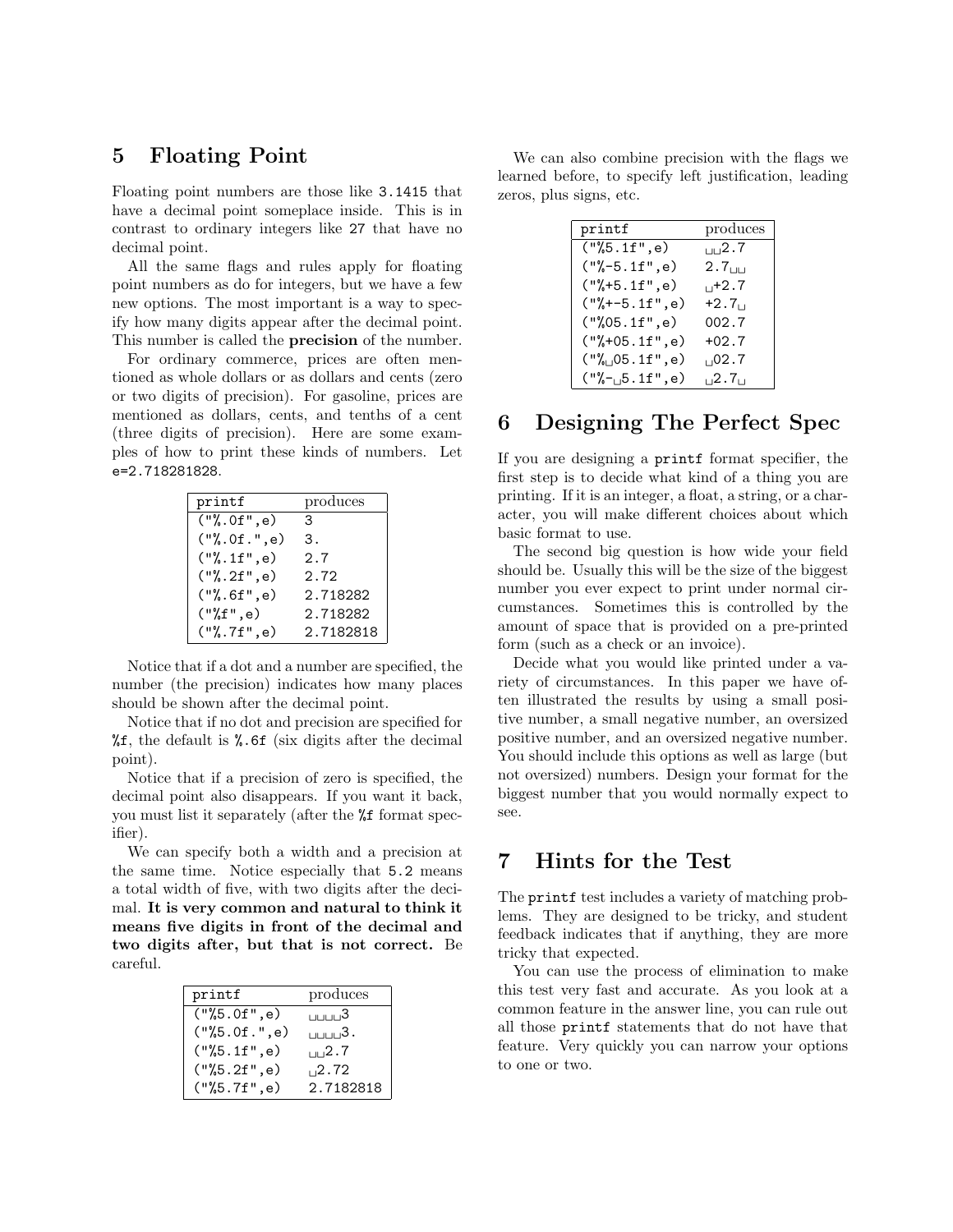## 5 Floating Point

Floating point numbers are those like `3.1415` that have a decimal point someplace inside. This is in contrast to ordinary integers like `27` that have no decimal point.

All the same flags and rules apply for floating point numbers as do for integers, but we have a few new options. The most important is a way to specify how many digits appear after the decimal point. This number is called the **precision** of the number.

For ordinary commerce, prices are often mentioned as whole dollars or as dollars and cents (zero or two digits of precision). For gasoline, prices are mentioned as dollars, cents, and tenths of a cent (three digits of precision). Here are some examples of how to print these kinds of numbers. Let `e=2.718281828`.

| printf | produces |
|---|---|
| `("%.0f",e)` | `3` |
| `("%.0f.",e)` | `3.` |
| `("%.1f",e)` | `2.7` |
| `("%.2f",e)` | `2.72` |
| `("%.6f",e)` | `2.718282` |
| `("%f",e)` | `2.718282` |
| `("%.7f",e)` | `2.7182818` |

Notice that if a dot and a number are specified, the number (the precision) indicates how many places should be shown after the decimal point.

Notice that if no dot and precision are specified for `%f`, the default is `%.6f` (six digits after the decimal point).

Notice that if a precision of zero is specified, the decimal point also disappears. If you want it back, you must list it separately (after the `%f` format specifier).

We can specify both a width and a precision at the same time. Notice especially that `5.2` means a total width of five, with two digits after the decimal. **It is very common and natural to think it means five digits in front of the decimal and two digits after, but that is not correct.** Be careful.

| printf | produces |
|---|---|
| `("%5.0f",e)` | `␣␣␣␣3` |
| `("%5.0f.",e)` | `␣␣␣␣3.` |
| `("%5.1f",e)` | `␣␣2.7` |
| `("%5.2f",e)` | `␣2.72` |
| `("%5.7f",e)` | `2.7182818` |

We can also combine precision with the flags we learned before, to specify left justification, leading zeros, plus signs, etc.

| printf | produces |
|---|---|
| `("%5.1f",e)` | `␣␣2.7` |
| `("%-5.1f",e)` | `2.7␣␣` |
| `("%+5.1f",e)` | `␣+2.7` |
| `("%+-5.1f",e)` | `+2.7␣` |
| `("%05.1f",e)` | `002.7` |
| `("%+05.1f",e)` | `+02.7` |
| `("%␣05.1f",e)` | `␣02.7` |
| `("%-␣5.1f",e)` | `␣2.7␣` |

## 6 Designing The Perfect Spec

If you are designing a `printf` format specifier, the first step is to decide what kind of a thing you are printing. If it is an integer, a float, a string, or a character, you will make different choices about which basic format to use.

The second big question is how wide your field should be. Usually this will be the size of the biggest number you ever expect to print under normal circumstances. Sometimes this is controlled by the amount of space that is provided on a pre-printed form (such as a check or an invoice).

Decide what you would like printed under a variety of circumstances. In this paper we have often illustrated the results by using a small positive number, a small negative number, an oversized positive number, and an oversized negative number. You should include this options as well as large (but not oversized) numbers. Design your format for the biggest number that you would normally expect to see.

## 7 Hints for the Test

The `printf` test includes a variety of matching problems. They are designed to be tricky, and student feedback indicates that if anything, they are more tricky that expected.

You can use the process of elimination to make this test very fast and accurate. As you look at a common feature in the answer line, you can rule out all those `printf` statements that do not have that feature. Very quickly you can narrow your options to one or two.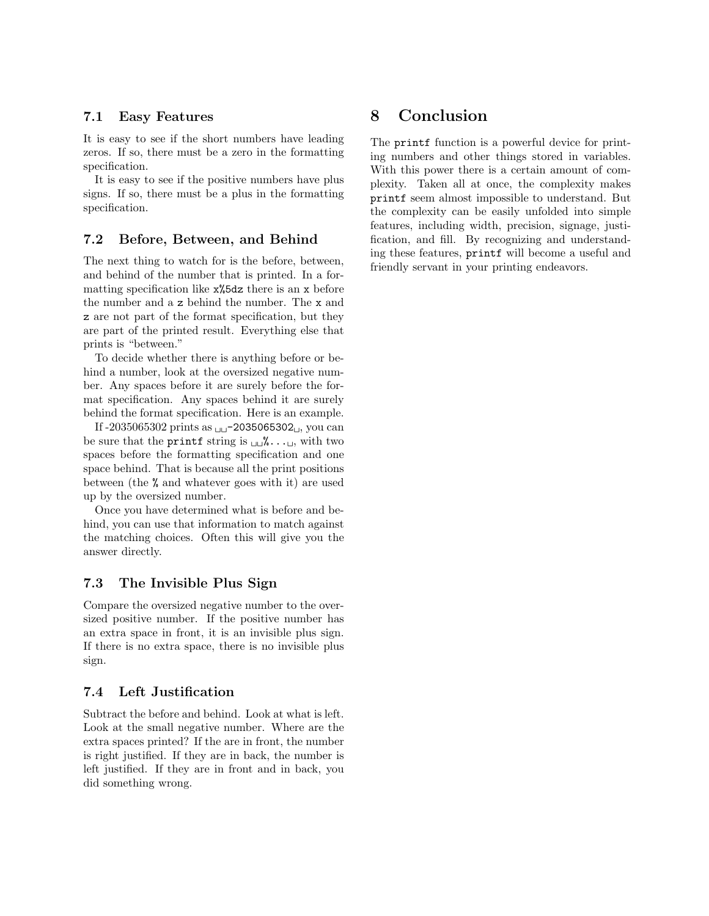### 7.1 Easy Features

It is easy to see if the short numbers have leading zeros. If so, there must be a zero in the formatting specification.

It is easy to see if the positive numbers have plus signs. If so, there must be a plus in the formatting specification.

### 7.2 Before, Between, and Behind

The next thing to watch for is the before, between, and behind of the number that is printed. In a formatting specification like `x%5dz` there is an `x` before the number and a `z` behind the number. The `x` and `z` are not part of the format specification, but they are part of the printed result. Everything else that prints is "between."

To decide whether there is anything before or behind a number, look at the oversized negative number. Any spaces before it are surely before the format specification. Any spaces behind it are surely behind the format specification. Here is an example.

If -2035065302 prints as `␣␣-2035065302␣`, you can be sure that the `printf` string is `␣␣%...␣`, with two spaces before the formatting specification and one space behind. That is because all the print positions between (the `%` and whatever goes with it) are used up by the oversized number.

Once you have determined what is before and behind, you can use that information to match against the matching choices. Often this will give you the answer directly.

### 7.3 The Invisible Plus Sign

Compare the oversized negative number to the oversized positive number. If the positive number has an extra space in front, it is an invisible plus sign. If there is no extra space, there is no invisible plus sign.

### 7.4 Left Justification

Subtract the before and behind. Look at what is left. Look at the small negative number. Where are the extra spaces printed? If the are in front, the number is right justified. If they are in back, the number is left justified. If they are in front and in back, you did something wrong.

## 8 Conclusion

The `printf` function is a powerful device for printing numbers and other things stored in variables. With this power there is a certain amount of complexity. Taken all at once, the complexity makes `printf` seem almost impossible to understand. But the complexity can be easily unfolded into simple features, including width, precision, signage, justification, and fill. By recognizing and understanding these features, `printf` will become a useful and friendly servant in your printing endeavors.